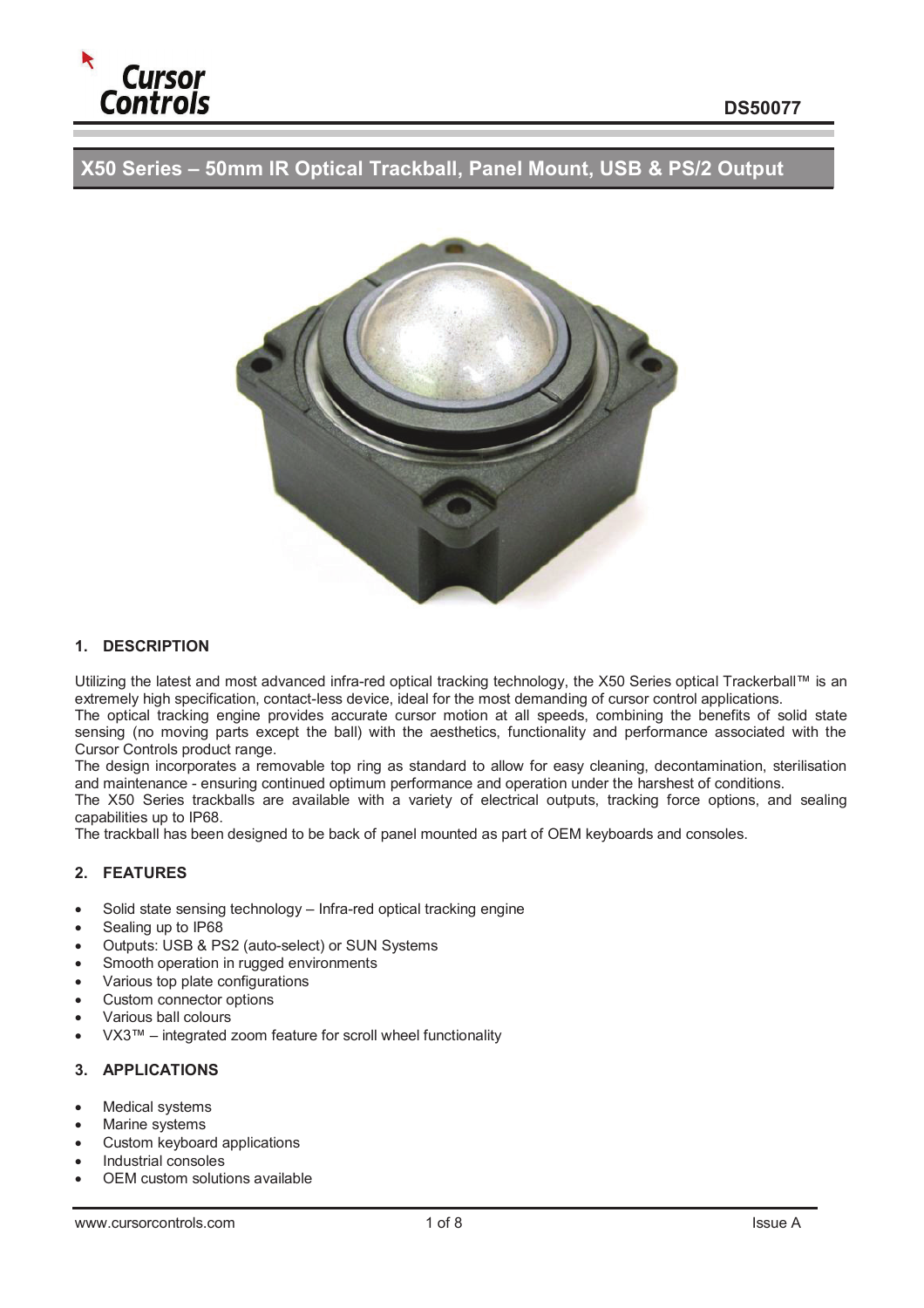DS50077

# X50 Series – 50mm IR Optical Trackball, Panel Mount, USB & PS/2 Output

## 1. DESCRIPTION

Utilizing the latest and most advanced infra-red optical tracking technology, the X50 Series optical Trackerball™ is an extremely high specification, contact-less device, ideal for the most demanding of cursor control applications.
The optical tracking engine provides accurate cursor motion at all speeds, combining the benefits of solid state sensing (no moving parts except the ball) with the aesthetics, functionality and performance associated with the Cursor Controls product range.
The design incorporates a removable top ring as standard to allow for easy cleaning, decontamination, sterilisation and maintenance - ensuring continued optimum performance and operation under the harshest of conditions.
The X50 Series trackballs are available with a variety of electrical outputs, tracking force options, and sealing capabilities up to IP68.
The trackball has been designed to be back of panel mounted as part of OEM keyboards and consoles.

## 2. FEATURES

- Solid state sensing technology – Infra-red optical tracking engine
- Sealing up to IP68
- Outputs: USB & PS2 (auto-select) or SUN Systems
- Smooth operation in rugged environments
- Various top plate configurations
- Custom connector options
- Various ball colours
- VX3™ – integrated zoom feature for scroll wheel functionality

## 3. APPLICATIONS

- Medical systems
- Marine systems
- Custom keyboard applications
- Industrial consoles
- OEM custom solutions available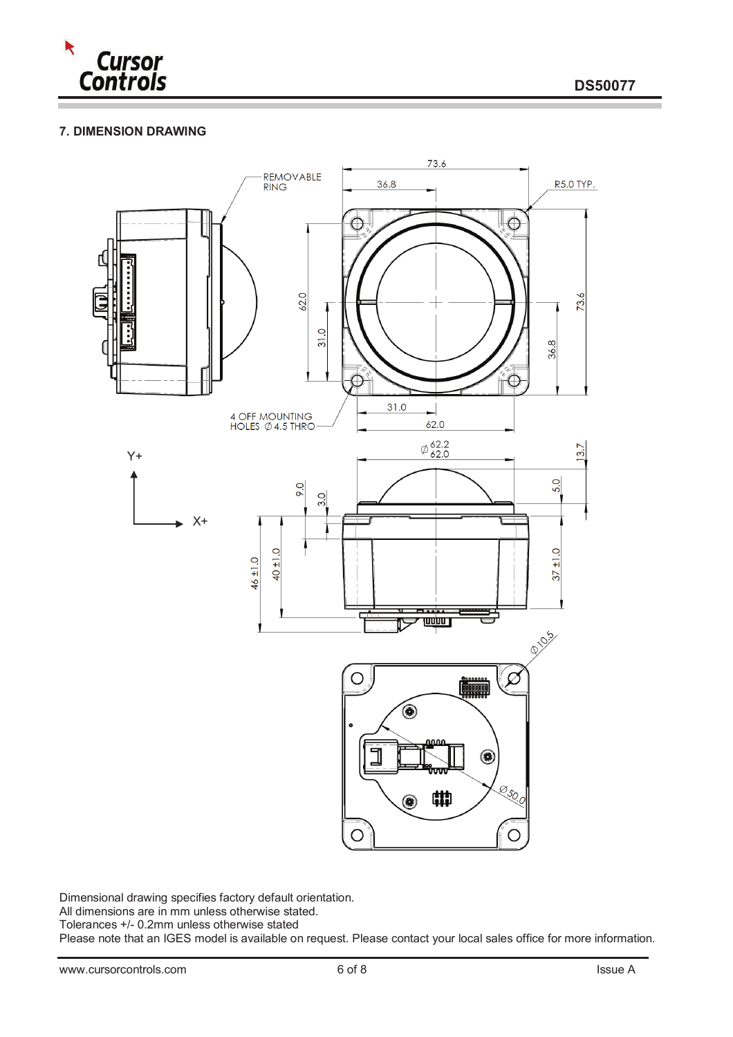## 7. DIMENSION DRAWING

Dimensional drawing specifies factory default orientation.
All dimensions are in mm unless otherwise stated.
Tolerances +/- 0.2mm unless otherwise stated
Please note that an IGES model is available on request. Please contact your local sales office for more information.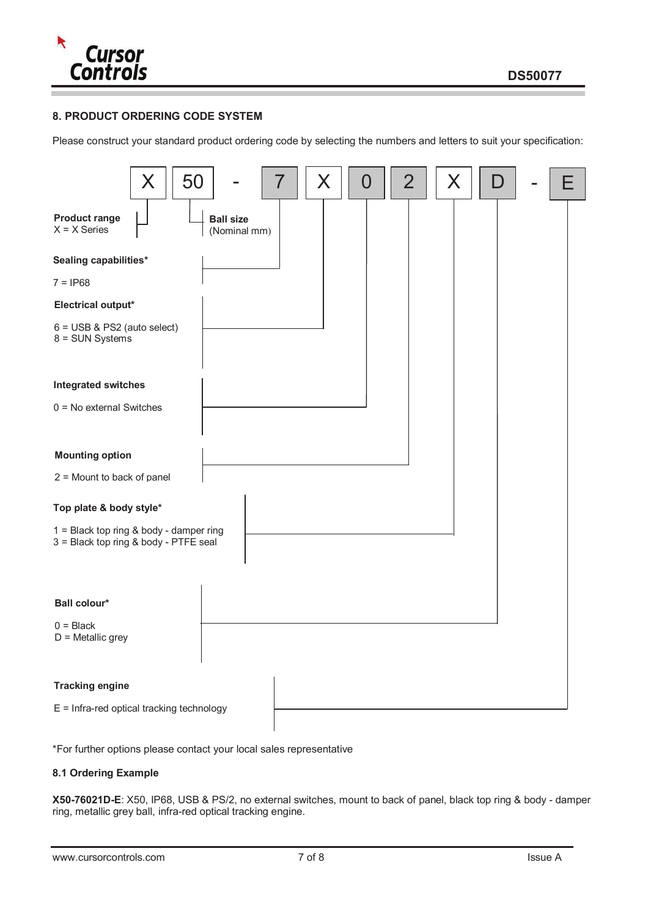## 8. PRODUCT ORDERING CODE SYSTEM

Please construct your standard product ordering code by selecting the numbers and letters to suit your specification:

X 50 - 7 X 0 2 X D - E

**Product range**
X = X Series

**Ball size**
(Nominal mm)

**Sealing capabilities***

7 = IP68

**Electrical output***

6 = USB & PS2 (auto select)
8 = SUN Systems

**Integrated switches**

0 = No external Switches

**Mounting option**

2 = Mount to back of panel

**Top plate & body style***

1 = Black top ring & body - damper ring
3 = Black top ring & body - PTFE seal

**Ball colour***

0 = Black
D = Metallic grey

**Tracking engine**

E = Infra-red optical tracking technology

*For further options please contact your local sales representative

### 8.1 Ordering Example

**X50-76021D-E**: X50, IP68, USB & PS/2, no external switches, mount to back of panel, black top ring & body - damper ring, metallic grey ball, infra-red optical tracking engine.